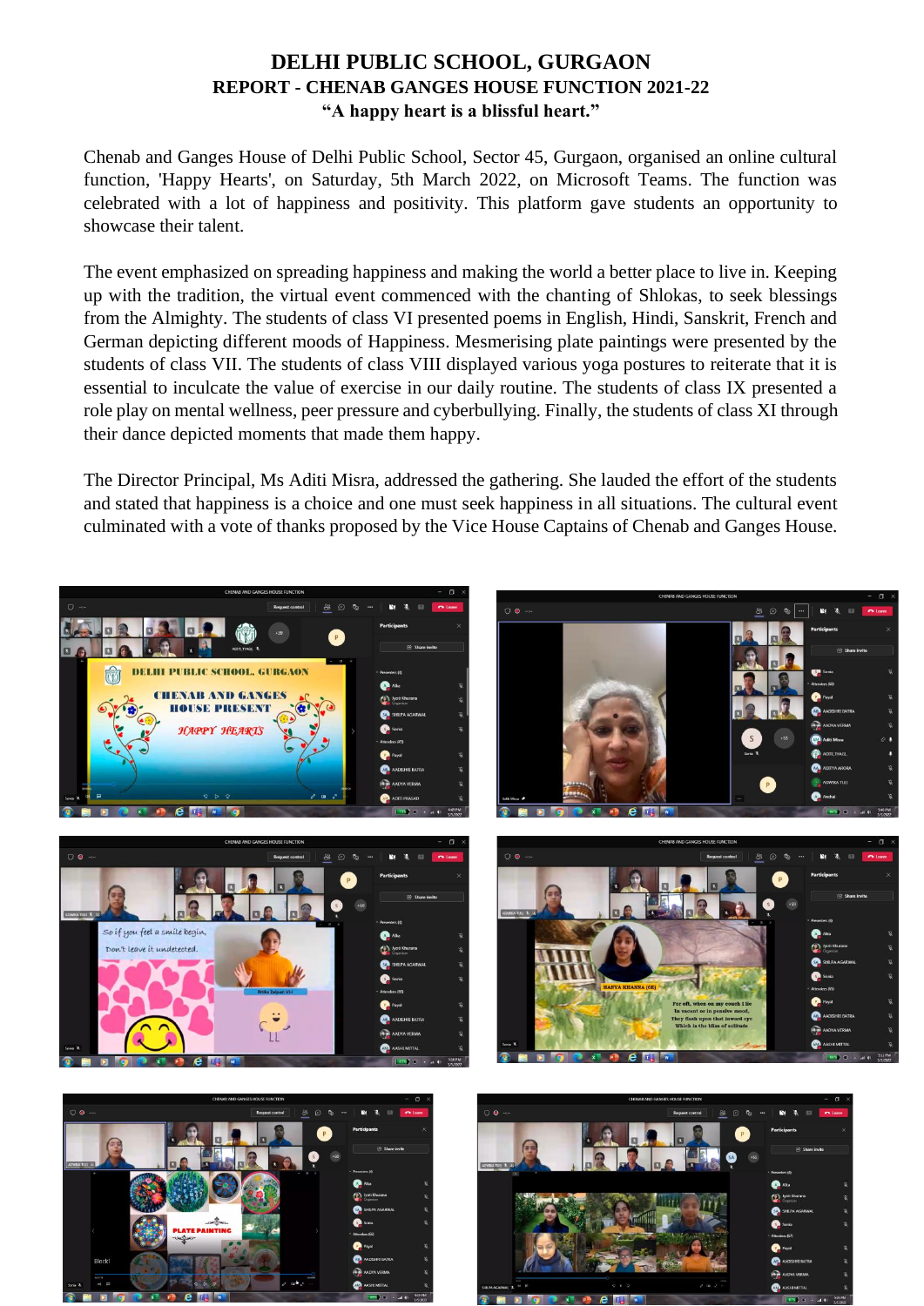# DELHI PUBLIC SCHOOL, GURGAON

## REPORT - CHENAB GANGES HOUSE FUNCTION 2021-22

### "A happy heart is a blissful heart."

Chenab and Ganges House of Delhi Public School, Sector 45, Gurgaon, organised an online cultural function, 'Happy Hearts', on Saturday, 5th March 2022, on Microsoft Teams. The function was celebrated with a lot of happiness and positivity. This platform gave students an opportunity to showcase their talent.

The event emphasized on spreading happiness and making the world a better place to live in. Keeping up with the tradition, the virtual event commenced with the chanting of Shlokas, to seek blessings from the Almighty. The students of class VI presented poems in English, Hindi, Sanskrit, French and German depicting different moods of Happiness. Mesmerising plate paintings were presented by the students of class VII. The students of class VIII displayed various yoga postures to reiterate that it is essential to inculcate the value of exercise in our daily routine. The students of class IX presented a role play on mental wellness, peer pressure and cyberbullying. Finally, the students of class XI through their dance depicted moments that made them happy.

The Director Principal, Ms Aditi Misra, addressed the gathering. She lauded the effort of the students and stated that happiness is a choice and one must seek happiness in all situations. The cultural event culminated with a vote of thanks proposed by the Vice House Captains of Chenab and Ganges House.